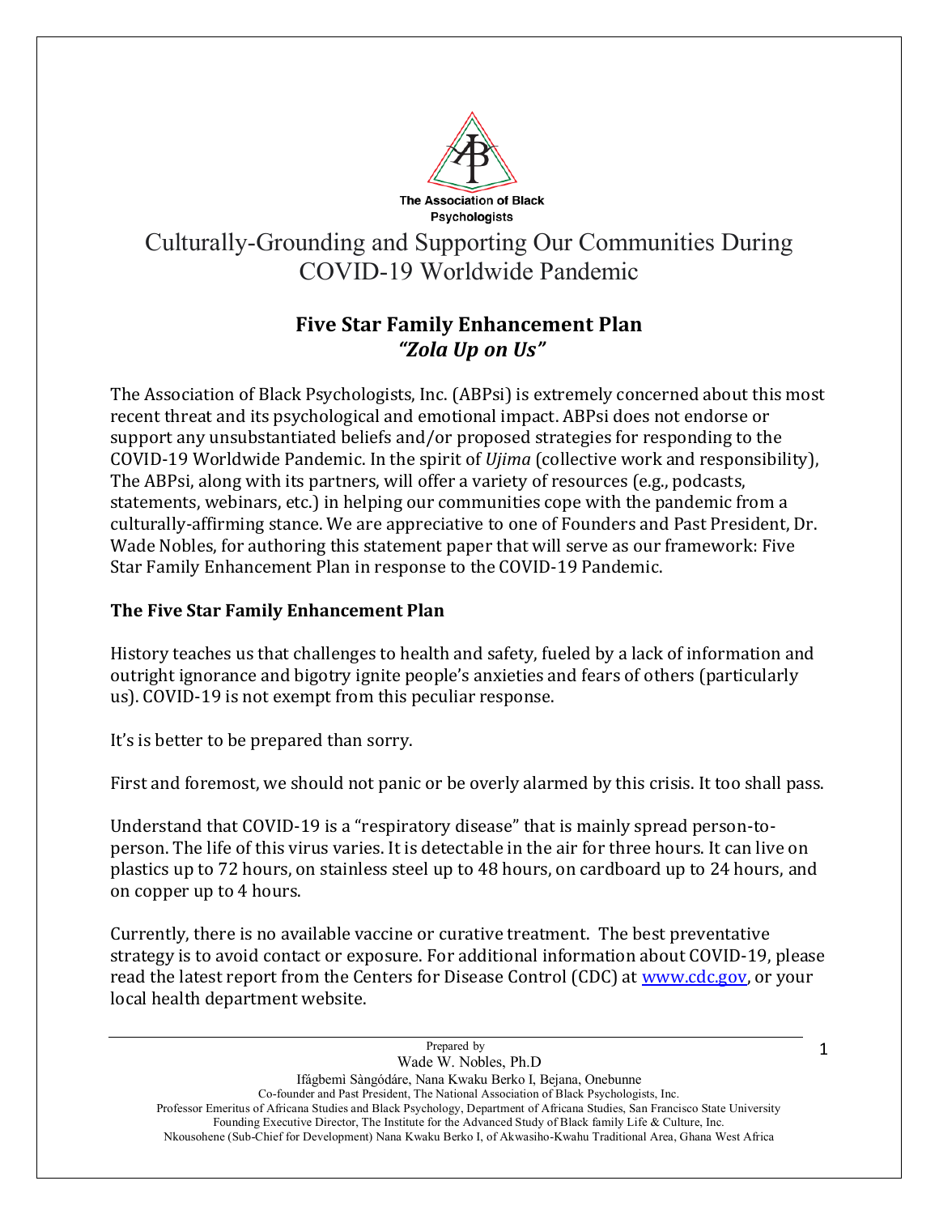The Association of Black Psychologists

# Culturally-Grounding and Supporting Our Communities During COVID-19 Worldwide Pandemic

## Five Star Family Enhancement Plan
### *"Zola Up on Us"*

The Association of Black Psychologists, Inc. (ABPsi) is extremely concerned about this most recent threat and its psychological and emotional impact. ABPsi does not endorse or support any unsubstantiated beliefs and/or proposed strategies for responding to the COVID-19 Worldwide Pandemic. In the spirit of *Ujima* (collective work and responsibility), The ABPsi, along with its partners, will offer a variety of resources (e.g., podcasts, statements, webinars, etc.) in helping our communities cope with the pandemic from a culturally-affirming stance. We are appreciative to one of Founders and Past President, Dr. Wade Nobles, for authoring this statement paper that will serve as our framework: Five Star Family Enhancement Plan in response to the COVID-19 Pandemic.

### The Five Star Family Enhancement Plan

History teaches us that challenges to health and safety, fueled by a lack of information and outright ignorance and bigotry ignite people's anxieties and fears of others (particularly us). COVID-19 is not exempt from this peculiar response.

It's is better to be prepared than sorry.

First and foremost, we should not panic or be overly alarmed by this crisis. It too shall pass.

Understand that COVID-19 is a "respiratory disease" that is mainly spread person-to-person. The life of this virus varies. It is detectable in the air for three hours. It can live on plastics up to 72 hours, on stainless steel up to 48 hours, on cardboard up to 24 hours, and on copper up to 4 hours.

Currently, there is no available vaccine or curative treatment. The best preventative strategy is to avoid contact or exposure. For additional information about COVID-19, please read the latest report from the Centers for Disease Control (CDC) at www.cdc.gov, or your local health department website.

Prepared by
Wade W. Nobles, Ph.D
Ifágbemì Sàngódáre, Nana Kwaku Berko I, Bejana, Onebunne
Co-founder and Past President, The National Association of Black Psychologists, Inc.
Professor Emeritus of Africana Studies and Black Psychology, Department of Africana Studies, San Francisco State University
Founding Executive Director, The Institute for the Advanced Study of Black family Life & Culture, Inc.
Nkousohene (Sub-Chief for Development) Nana Kwaku Berko I, of Akwasiho-Kwahu Traditional Area, Ghana West Africa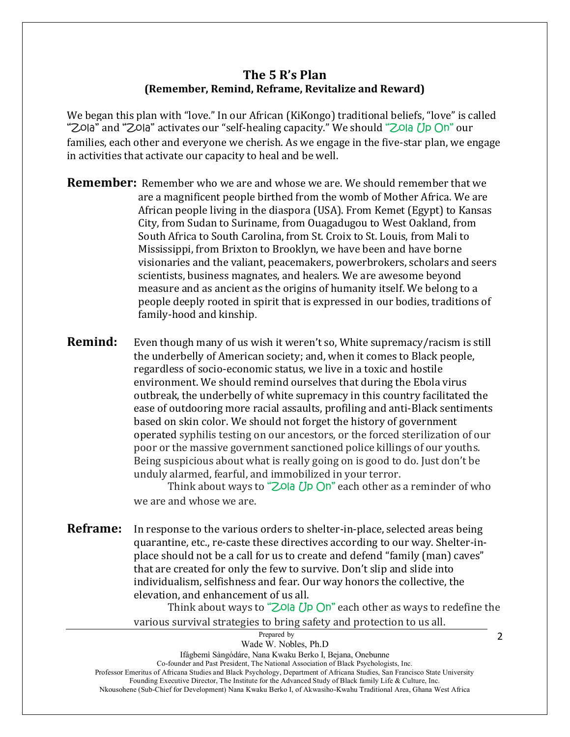## The 5 R's Plan
### (Remember, Remind, Reframe, Revitalize and Reward)

We began this plan with "love." In our African (KiKongo) traditional beliefs, "love" is called "Zola" and "Zola" activates our "self-healing capacity." We should "Zola Up On" our families, each other and everyone we cherish. As we engage in the five-star plan, we engage in activities that activate our capacity to heal and be well.

**Remember:** Remember who we are and whose we are. We should remember that we are a magnificent people birthed from the womb of Mother Africa. We are African people living in the diaspora (USA). From Kemet (Egypt) to Kansas City, from Sudan to Suriname, from Ouagadougou to West Oakland, from South Africa to South Carolina, from St. Croix to St. Louis, from Mali to Mississippi, from Brixton to Brooklyn, we have been and have borne visionaries and the valiant, peacemakers, powerbrokers, scholars and seers scientists, business magnates, and healers. We are awesome beyond measure and as ancient as the origins of humanity itself. We belong to a people deeply rooted in spirit that is expressed in our bodies, traditions of family-hood and kinship.

**Remind:** Even though many of us wish it weren't so, White supremacy/racism is still the underbelly of American society; and, when it comes to Black people, regardless of socio-economic status, we live in a toxic and hostile environment. We should remind ourselves that during the Ebola virus outbreak, the underbelly of white supremacy in this country facilitated the ease of outdooring more racial assaults, profiling and anti-Black sentiments based on skin color. We should not forget the history of government operated syphilis testing on our ancestors, or the forced sterilization of our poor or the massive government sanctioned police killings of our youths. Being suspicious about what is really going on is good to do. Just don't be unduly alarmed, fearful, and immobilized in your terror.

Think about ways to "Zola Up On" each other as a reminder of who we are and whose we are.

**Reframe:** In response to the various orders to shelter-in-place, selected areas being quarantine, etc., re-caste these directives according to our way. Shelter-in-place should not be a call for us to create and defend "family (man) caves" that are created for only the few to survive. Don't slip and slide into individualism, selfishness and fear. Our way honors the collective, the elevation, and enhancement of us all.

Think about ways to "Zola Up On" each other as ways to redefine the various survival strategies to bring safety and protection to us all.

Prepared by
Wade W. Nobles, Ph.D
Ifágbemì Sàngódáre, Nana Kwaku Berko I, Bejana, Onebunne
Co-founder and Past President, The National Association of Black Psychologists, Inc.
Professor Emeritus of Africana Studies and Black Psychology, Department of Africana Studies, San Francisco State University
Founding Executive Director, The Institute for the Advanced Study of Black family Life & Culture, Inc.
Nkousohene (Sub-Chief for Development) Nana Kwaku Berko I, of Akwasiho-Kwahu Traditional Area, Ghana West Africa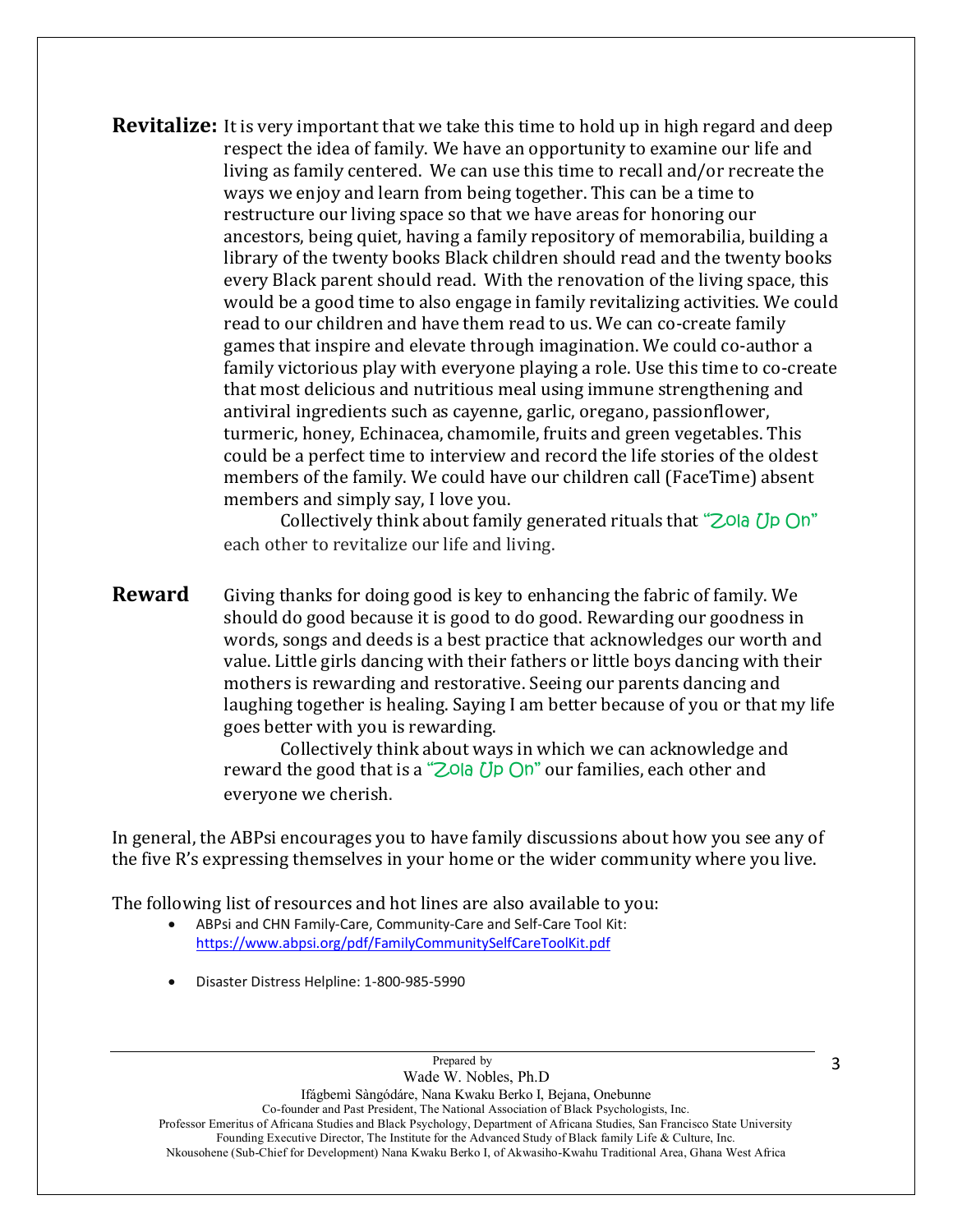**Revitalize:** It is very important that we take this time to hold up in high regard and deep respect the idea of family. We have an opportunity to examine our life and living as family centered. We can use this time to recall and/or recreate the ways we enjoy and learn from being together. This can be a time to restructure our living space so that we have areas for honoring our ancestors, being quiet, having a family repository of memorabilia, building a library of the twenty books Black children should read and the twenty books every Black parent should read. With the renovation of the living space, this would be a good time to also engage in family revitalizing activities. We could read to our children and have them read to us. We can co-create family games that inspire and elevate through imagination. We could co-author a family victorious play with everyone playing a role. Use this time to co-create that most delicious and nutritious meal using immune strengthening and antiviral ingredients such as cayenne, garlic, oregano, passionflower, turmeric, honey, Echinacea, chamomile, fruits and green vegetables. This could be a perfect time to interview and record the life stories of the oldest members of the family. We could have our children call (FaceTime) absent members and simply say, I love you.

Collectively think about family generated rituals that "Zola Up On" each other to revitalize our life and living.

**Reward** Giving thanks for doing good is key to enhancing the fabric of family. We should do good because it is good to do good. Rewarding our goodness in words, songs and deeds is a best practice that acknowledges our worth and value. Little girls dancing with their fathers or little boys dancing with their mothers is rewarding and restorative. Seeing our parents dancing and laughing together is healing. Saying I am better because of you or that my life goes better with you is rewarding.

Collectively think about ways in which we can acknowledge and reward the good that is a "Zola Up On" our families, each other and everyone we cherish.

In general, the ABPsi encourages you to have family discussions about how you see any of the five R's expressing themselves in your home or the wider community where you live.

The following list of resources and hot lines are also available to you:

- ABPsi and CHN Family-Care, Community-Care and Self-Care Tool Kit: https://www.abpsi.org/pdf/FamilyCommunitySelfCareToolKit.pdf
- Disaster Distress Helpline: 1-800-985-5990

Prepared by
Wade W. Nobles, Ph.D
Ifágbemì Sàngódáre, Nana Kwaku Berko I, Bejana, Onebunne
Co-founder and Past President, The National Association of Black Psychologists, Inc.
Professor Emeritus of Africana Studies and Black Psychology, Department of Africana Studies, San Francisco State University
Founding Executive Director, The Institute for the Advanced Study of Black family Life & Culture, Inc.
Nkousohene (Sub-Chief for Development) Nana Kwaku Berko I, of Akwasiho-Kwahu Traditional Area, Ghana West Africa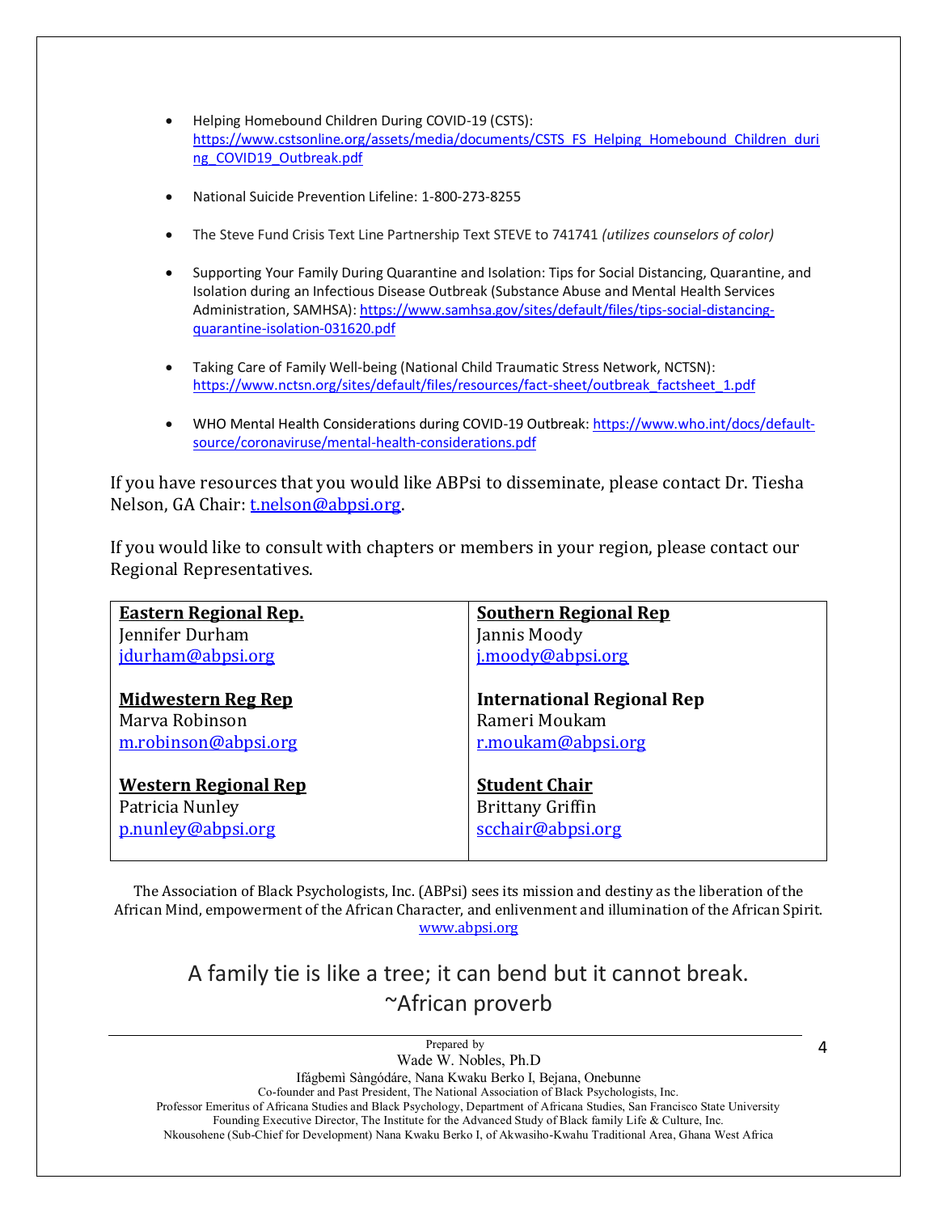- Helping Homebound Children During COVID-19 (CSTS): https://www.cstsonline.org/assets/media/documents/CSTS_FS_Helping_Homebound_Children_during_COVID19_Outbreak.pdf

- National Suicide Prevention Lifeline: 1-800-273-8255

- The Steve Fund Crisis Text Line Partnership Text STEVE to 741741 *(utilizes counselors of color)*

- Supporting Your Family During Quarantine and Isolation: Tips for Social Distancing, Quarantine, and Isolation during an Infectious Disease Outbreak (Substance Abuse and Mental Health Services Administration, SAMHSA): https://www.samhsa.gov/sites/default/files/tips-social-distancing-quarantine-isolation-031620.pdf

- Taking Care of Family Well-being (National Child Traumatic Stress Network, NCTSN): https://www.nctsn.org/sites/default/files/resources/fact-sheet/outbreak_factsheet_1.pdf

- WHO Mental Health Considerations during COVID-19 Outbreak: https://www.who.int/docs/default-source/coronaviruse/mental-health-considerations.pdf

If you have resources that you would like ABPsi to disseminate, please contact Dr. Tiesha Nelson, GA Chair: t.nelson@abpsi.org.

If you would like to consult with chapters or members in your region, please contact our Regional Representatives.

| | |
|---|---|
| **Eastern Regional Rep.**<br>Jennifer Durham<br>jdurham@abpsi.org | **Southern Regional Rep**<br>Jannis Moody<br>j.moody@abpsi.org |
| **Midwestern Reg Rep**<br>Marva Robinson<br>m.robinson@abpsi.org | **International Regional Rep**<br>Rameri Moukam<br>r.moukam@abpsi.org |
| **Western Regional Rep**<br>Patricia Nunley<br>p.nunley@abpsi.org | **Student Chair**<br>Brittany Griffin<br>scchair@abpsi.org |

The Association of Black Psychologists, Inc. (ABPsi) sees its mission and destiny as the liberation of the African Mind, empowerment of the African Character, and enlivenment and illumination of the African Spirit. www.abpsi.org

A family tie is like a tree; it can bend but it cannot break.
~African proverb

Prepared by
Wade W. Nobles, Ph.D
Ifágbemì Sàngódáre, Nana Kwaku Berko I, Bejana, Onebunne
Co-founder and Past President, The National Association of Black Psychologists, Inc.
Professor Emeritus of Africana Studies and Black Psychology, Department of Africana Studies, San Francisco State University
Founding Executive Director, The Institute for the Advanced Study of Black family Life & Culture, Inc.
Nkousohene (Sub-Chief for Development) Nana Kwaku Berko I, of Akwasiho-Kwahu Traditional Area, Ghana West Africa